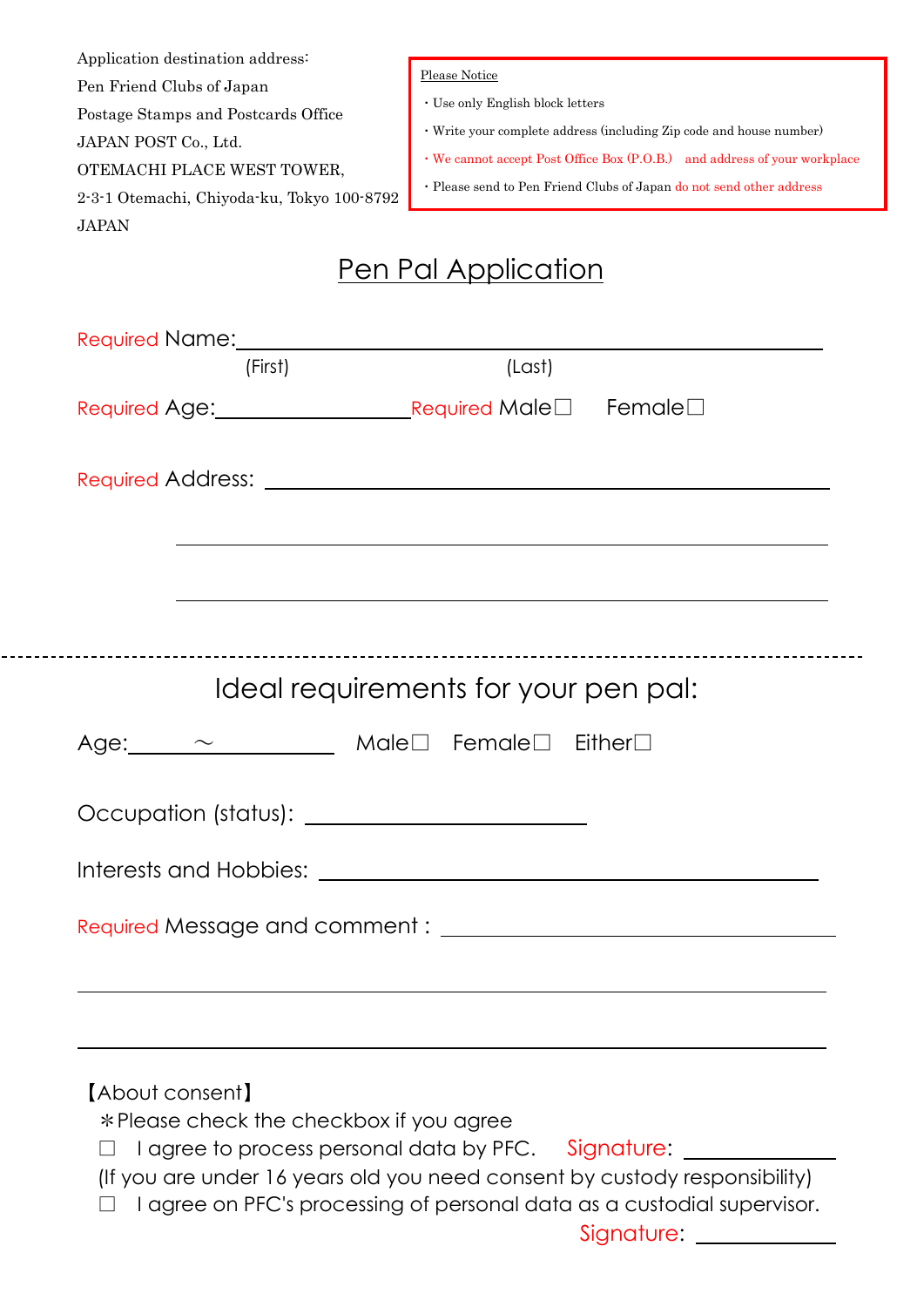Application destination address:
Pen Friend Clubs of Japan
Postage Stamps and Postcards Office
JAPAN POST Co., Ltd.
OTEMACHI PLACE WEST TOWER,
2-3-1 Otemachi, Chiyoda-ku, Tokyo 100-8792
JAPAN

Please Notice

- Use only English block letters
- Write your complete address (including Zip code and house number)
- We cannot accept Post Office Box (P.O.B.) and address of your workplace
- Please send to Pen Friend Clubs of Japan do not send other address

# Pen Pal Application

Required Name: ______________________________________________
(First) (Last)

Required Age: ____________ Required Male☐ Female☐

Required Address: ______________________________________________

______________________________________________

______________________________________________

---

## Ideal requirements for your pen pal:

Age: ______ ～ ______ Male☐ Female☐ Either☐

Occupation (status): ______________________

Interests and Hobbies: ______________________________________

Required Message and comment : ______________________________

______________________________________________

______________________________________________

【About consent】

＊Please check the checkbox if you agree

☐ I agree to process personal data by PFC. Signature: ____________

(If you are under 16 years old you need consent by custody responsibility)

☐ I agree on PFC's processing of personal data as a custodial supervisor.

Signature: ____________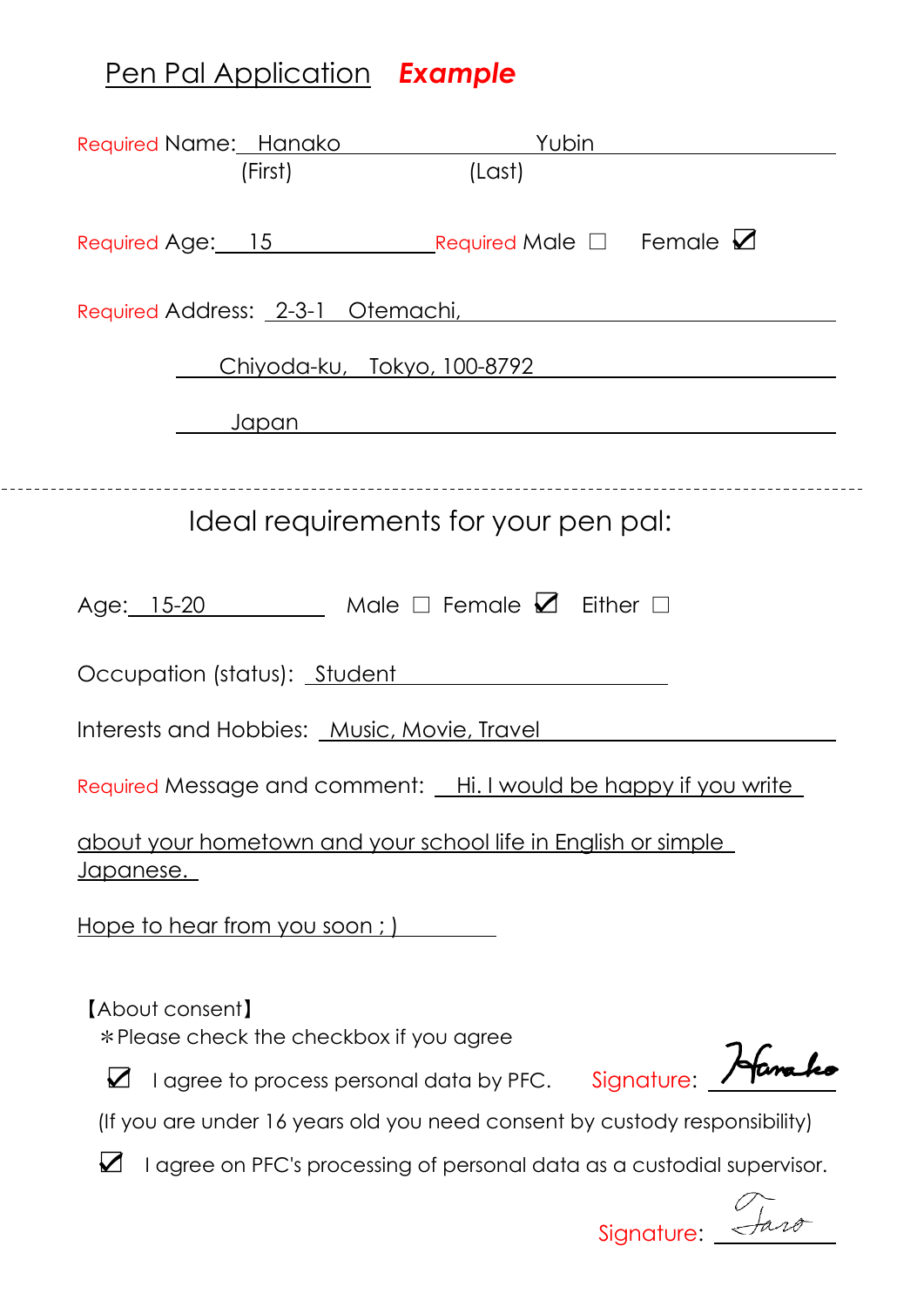# Pen Pal Application *Example*

Required Name: Hanako Yubin
(First) (Last)

Required Age: 15 Required Male ☐ Female ☑

Required Address: 2-3-1 Otemachi,

Chiyoda-ku, Tokyo, 100-8792

Japan

---

## Ideal requirements for your pen pal:

Age: 15-20 Male ☐ Female ☑ Either ☐

Occupation (status): Student

Interests and Hobbies: Music, Movie, Travel

Required Message and comment: Hi. I would be happy if you write about your hometown and your school life in English or simple Japanese.

Hope to hear from you soon ; )

【About consent】

＊Please check the checkbox if you agree

☑ I agree to process personal data by PFC. Signature: Hanako

(If you are under 16 years old you need consent by custody responsibility)

☑ I agree on PFC's processing of personal data as a custodial supervisor.

Signature: Taro